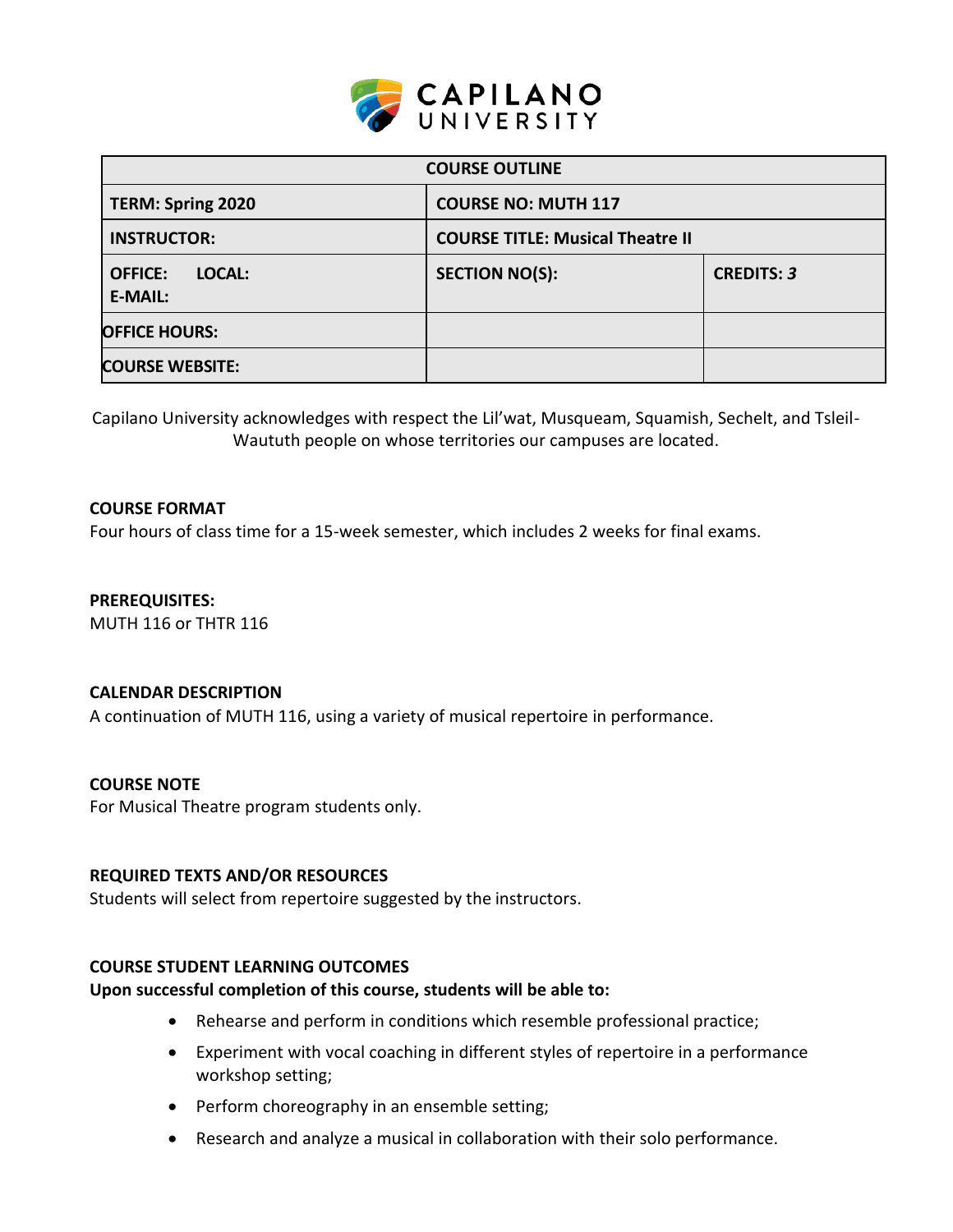| COURSE OUTLINE | | |
|---|---|---|
| **TERM: Spring 2020** | **COURSE NO: MUTH 117** | |
| **INSTRUCTOR:** | **COURSE TITLE: Musical Theatre II** | |
| **OFFICE: LOCAL:** **E-MAIL:** | **SECTION NO(S):** | **CREDITS:** ***3*** |
| **OFFICE HOURS:** | | |
| **COURSE WEBSITE:** | | |

Capilano University acknowledges with respect the Lil'wat, Musqueam, Squamish, Sechelt, and Tsleil-Waututh people on whose territories our campuses are located.

**COURSE FORMAT**

Four hours of class time for a 15-week semester, which includes 2 weeks for final exams.

**PREREQUISITES:**

MUTH 116 or THTR 116

**CALENDAR DESCRIPTION**

A continuation of MUTH 116, using a variety of musical repertoire in performance.

**COURSE NOTE**

For Musical Theatre program students only.

**REQUIRED TEXTS AND/OR RESOURCES**

Students will select from repertoire suggested by the instructors.

**COURSE STUDENT LEARNING OUTCOMES**

**Upon successful completion of this course, students will be able to:**

- Rehearse and perform in conditions which resemble professional practice;
- Experiment with vocal coaching in different styles of repertoire in a performance workshop setting;
- Perform choreography in an ensemble setting;
- Research and analyze a musical in collaboration with their solo performance.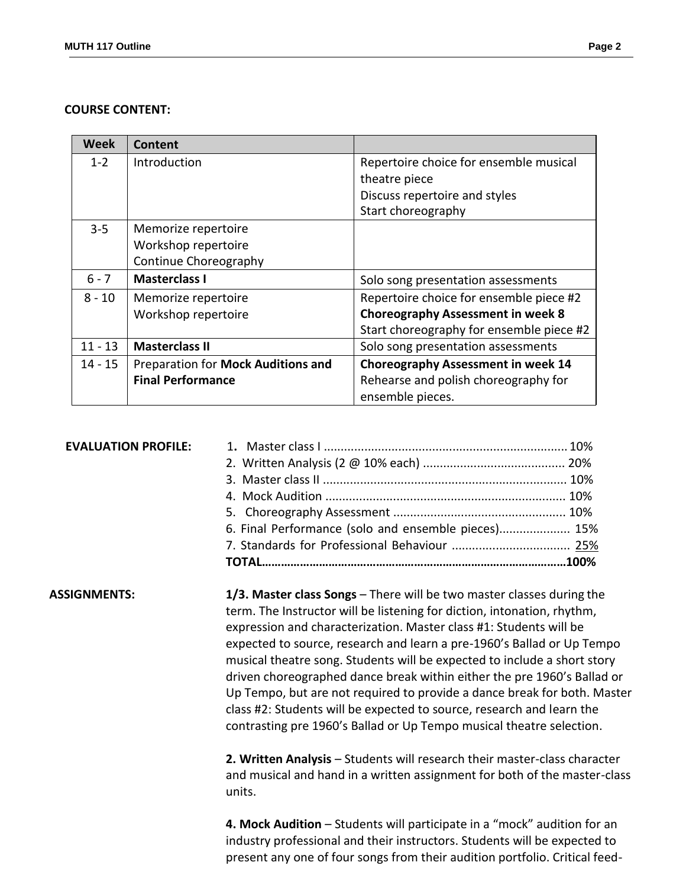**COURSE CONTENT:**

| Week | Content | |
|---|---|---|
| 1-2 | Introduction | Repertoire choice for ensemble musical theatre piece<br>Discuss repertoire and styles<br>Start choreography |
| 3-5 | Memorize repertoire<br>Workshop repertoire<br>Continue Choreography | |
| 6 - 7 | **Masterclass I** | Solo song presentation assessments |
| 8 - 10 | Memorize repertoire<br>Workshop repertoire | Repertoire choice for ensemble piece #2<br>**Choreography Assessment in week 8**<br>Start choreography for ensemble piece #2 |
| 11 - 13 | **Masterclass II** | Solo song presentation assessments |
| 14 - 15 | Preparation for **Mock Auditions and Final Performance** | **Choreography Assessment in week 14**<br>Rehearse and polish choreography for ensemble pieces. |

**EVALUATION PROFILE:**

1. Master class I ........................................................................ 10%
2. Written Analysis (2 @ 10% each) .......................................... 20%
3. Master class II ........................................................................ 10%
4. Mock Audition ....................................................................... 10%
5. Choreography Assessment ................................................... 10%
6. Final Performance (solo and ensemble pieces).................... 15%
7. Standards for Professional Behaviour ................................... 25%

**TOTAL………………………………………………………………………………100%**

**ASSIGNMENTS:**

**1/3. Master class Songs** – There will be two master classes during the term. The Instructor will be listening for diction, intonation, rhythm, expression and characterization. Master class #1: Students will be expected to source, research and learn a pre-1960's Ballad or Up Tempo musical theatre song. Students will be expected to include a short story driven choreographed dance break within either the pre 1960's Ballad or Up Tempo, but are not required to provide a dance break for both. Master class #2: Students will be expected to source, research and learn the contrasting pre 1960's Ballad or Up Tempo musical theatre selection.

**2. Written Analysis** – Students will research their master-class character and musical and hand in a written assignment for both of the master-class units.

**4. Mock Audition** – Students will participate in a "mock" audition for an industry professional and their instructors. Students will be expected to present any one of four songs from their audition portfolio. Critical feed-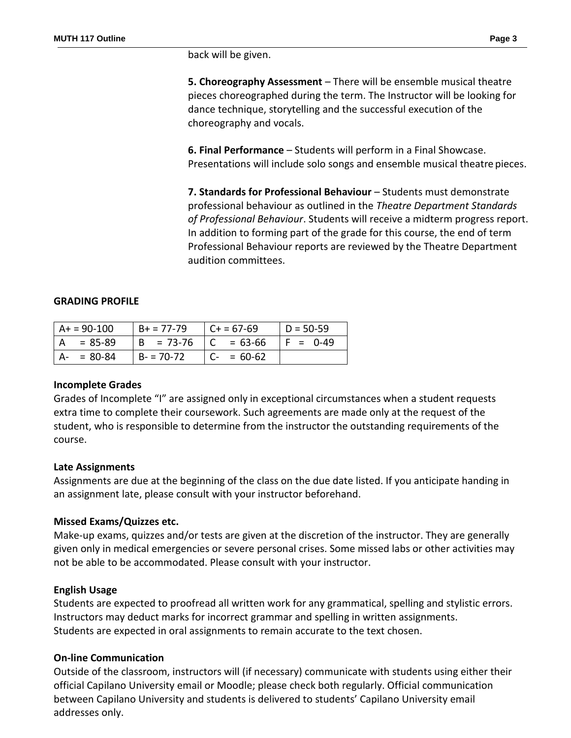back will be given.

**5. Choreography Assessment** – There will be ensemble musical theatre pieces choreographed during the term. The Instructor will be looking for dance technique, storytelling and the successful execution of the choreography and vocals.

**6. Final Performance** – Students will perform in a Final Showcase. Presentations will include solo songs and ensemble musical theatre pieces.

**7. Standards for Professional Behaviour** – Students must demonstrate professional behaviour as outlined in the *Theatre Department Standards of Professional Behaviour*. Students will receive a midterm progress report. In addition to forming part of the grade for this course, the end of term Professional Behaviour reports are reviewed by the Theatre Department audition committees.

## GRADING PROFILE

| A+ = 90-100 | B+ = 77-79 | C+ = 67-69 | D = 50-59 |
|---|---|---|---|
| A = 85-89 | B = 73-76 | C = 63-66 | F = 0-49 |
| A- = 80-84 | B- = 70-72 | C- = 60-62 | |

### Incomplete Grades

Grades of Incomplete "I" are assigned only in exceptional circumstances when a student requests extra time to complete their coursework. Such agreements are made only at the request of the student, who is responsible to determine from the instructor the outstanding requirements of the course.

### Late Assignments

Assignments are due at the beginning of the class on the due date listed. If you anticipate handing in an assignment late, please consult with your instructor beforehand.

### Missed Exams/Quizzes etc.

Make-up exams, quizzes and/or tests are given at the discretion of the instructor. They are generally given only in medical emergencies or severe personal crises. Some missed labs or other activities may not be able to be accommodated. Please consult with your instructor.

### English Usage

Students are expected to proofread all written work for any grammatical, spelling and stylistic errors. Instructors may deduct marks for incorrect grammar and spelling in written assignments.
Students are expected in oral assignments to remain accurate to the text chosen.

### On-line Communication

Outside of the classroom, instructors will (if necessary) communicate with students using either their official Capilano University email or Moodle; please check both regularly. Official communication between Capilano University and students is delivered to students' Capilano University email addresses only.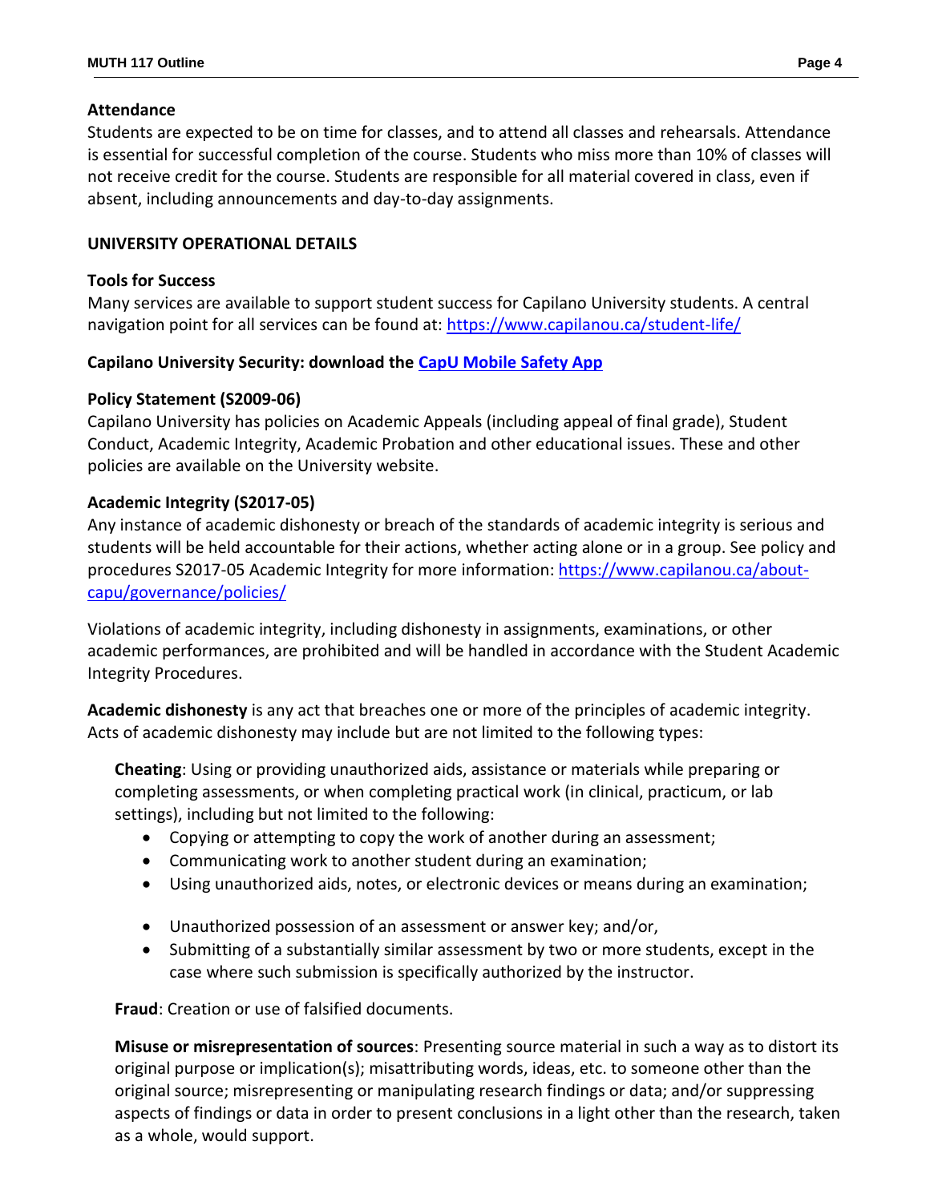### Attendance

Students are expected to be on time for classes, and to attend all classes and rehearsals. Attendance is essential for successful completion of the course. Students who miss more than 10% of classes will not receive credit for the course. Students are responsible for all material covered in class, even if absent, including announcements and day-to-day assignments.

## UNIVERSITY OPERATIONAL DETAILS

### Tools for Success

Many services are available to support student success for Capilano University students. A central navigation point for all services can be found at: https://www.capilanou.ca/student-life/

### Capilano University Security: download the CapU Mobile Safety App

### Policy Statement (S2009-06)

Capilano University has policies on Academic Appeals (including appeal of final grade), Student Conduct, Academic Integrity, Academic Probation and other educational issues. These and other policies are available on the University website.

### Academic Integrity (S2017-05)

Any instance of academic dishonesty or breach of the standards of academic integrity is serious and students will be held accountable for their actions, whether acting alone or in a group. See policy and procedures S2017-05 Academic Integrity for more information: https://www.capilanou.ca/about-capu/governance/policies/

Violations of academic integrity, including dishonesty in assignments, examinations, or other academic performances, are prohibited and will be handled in accordance with the Student Academic Integrity Procedures.

**Academic dishonesty** is any act that breaches one or more of the principles of academic integrity. Acts of academic dishonesty may include but are not limited to the following types:

**Cheating**: Using or providing unauthorized aids, assistance or materials while preparing or completing assessments, or when completing practical work (in clinical, practicum, or lab settings), including but not limited to the following:

- Copying or attempting to copy the work of another during an assessment;
- Communicating work to another student during an examination;
- Using unauthorized aids, notes, or electronic devices or means during an examination;
- Unauthorized possession of an assessment or answer key; and/or,
- Submitting of a substantially similar assessment by two or more students, except in the case where such submission is specifically authorized by the instructor.

**Fraud**: Creation or use of falsified documents.

**Misuse or misrepresentation of sources**: Presenting source material in such a way as to distort its original purpose or implication(s); misattributing words, ideas, etc. to someone other than the original source; misrepresenting or manipulating research findings or data; and/or suppressing aspects of findings or data in order to present conclusions in a light other than the research, taken as a whole, would support.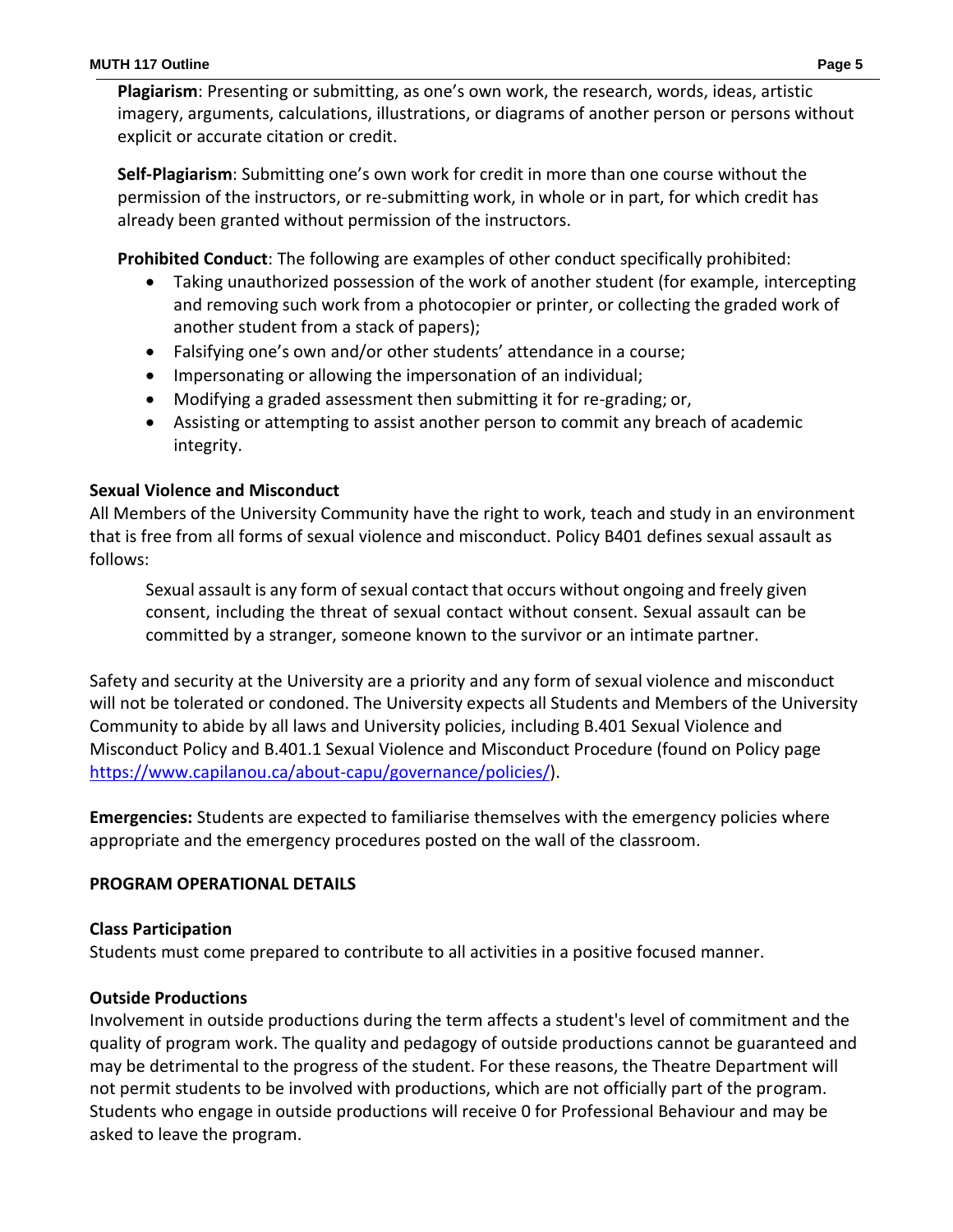**Plagiarism**: Presenting or submitting, as one's own work, the research, words, ideas, artistic imagery, arguments, calculations, illustrations, or diagrams of another person or persons without explicit or accurate citation or credit.

**Self-Plagiarism**: Submitting one's own work for credit in more than one course without the permission of the instructors, or re-submitting work, in whole or in part, for which credit has already been granted without permission of the instructors.

**Prohibited Conduct**: The following are examples of other conduct specifically prohibited:

- Taking unauthorized possession of the work of another student (for example, intercepting and removing such work from a photocopier or printer, or collecting the graded work of another student from a stack of papers);
- Falsifying one's own and/or other students' attendance in a course;
- Impersonating or allowing the impersonation of an individual;
- Modifying a graded assessment then submitting it for re-grading; or,
- Assisting or attempting to assist another person to commit any breach of academic integrity.

**Sexual Violence and Misconduct**

All Members of the University Community have the right to work, teach and study in an environment that is free from all forms of sexual violence and misconduct. Policy B401 defines sexual assault as follows:

> Sexual assault is any form of sexual contact that occurs without ongoing and freely given consent, including the threat of sexual contact without consent. Sexual assault can be committed by a stranger, someone known to the survivor or an intimate partner.

Safety and security at the University are a priority and any form of sexual violence and misconduct will not be tolerated or condoned. The University expects all Students and Members of the University Community to abide by all laws and University policies, including B.401 Sexual Violence and Misconduct Policy and B.401.1 Sexual Violence and Misconduct Procedure (found on Policy page https://www.capilanou.ca/about-capu/governance/policies/).

**Emergencies:** Students are expected to familiarise themselves with the emergency policies where appropriate and the emergency procedures posted on the wall of the classroom.

## PROGRAM OPERATIONAL DETAILS

**Class Participation**

Students must come prepared to contribute to all activities in a positive focused manner.

**Outside Productions**

Involvement in outside productions during the term affects a student's level of commitment and the quality of program work. The quality and pedagogy of outside productions cannot be guaranteed and may be detrimental to the progress of the student. For these reasons, the Theatre Department will not permit students to be involved with productions, which are not officially part of the program. Students who engage in outside productions will receive 0 for Professional Behaviour and may be asked to leave the program.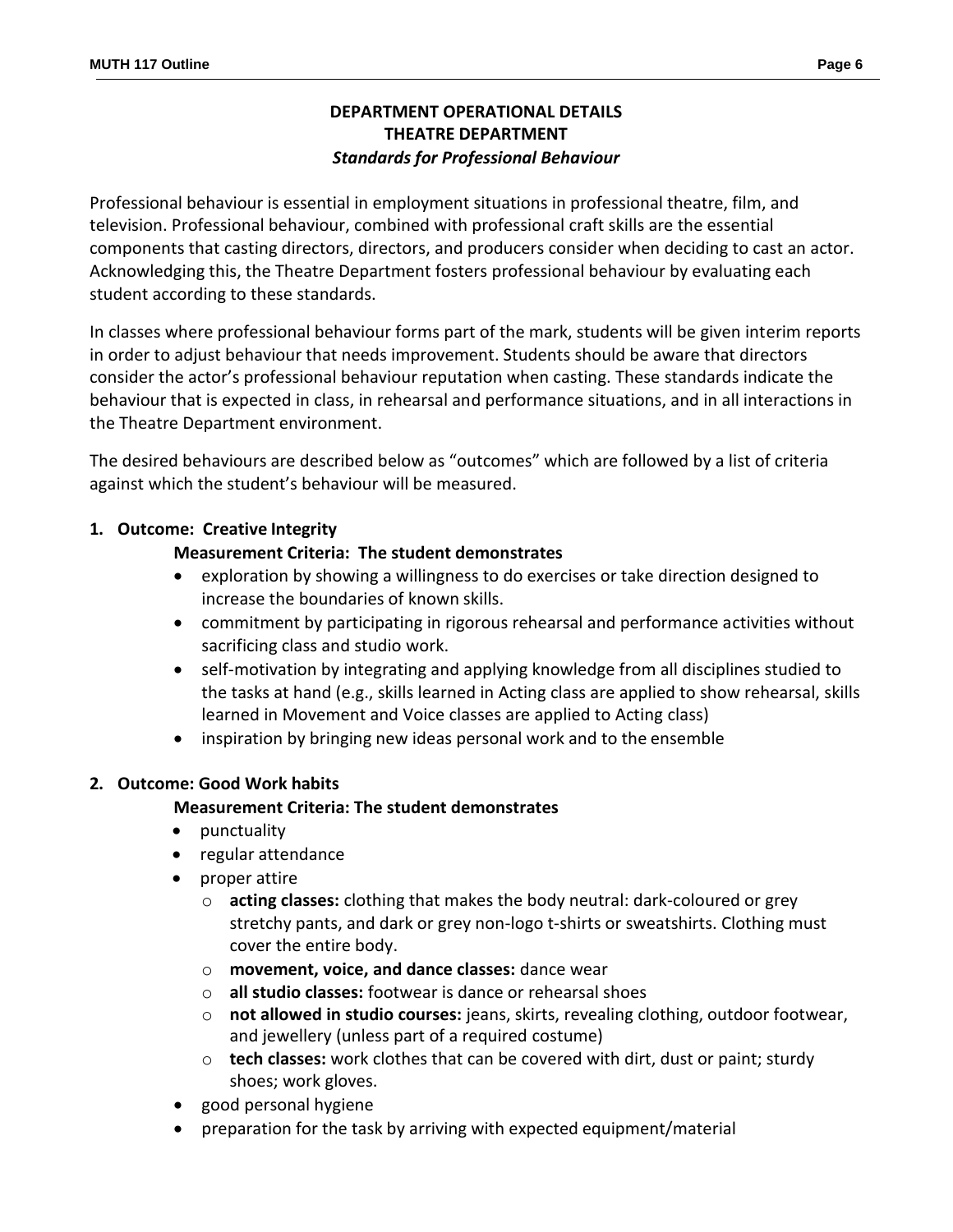## DEPARTMENT OPERATIONAL DETAILS
## THEATRE DEPARTMENT
### *Standards for Professional Behaviour*

Professional behaviour is essential in employment situations in professional theatre, film, and television. Professional behaviour, combined with professional craft skills are the essential components that casting directors, directors, and producers consider when deciding to cast an actor. Acknowledging this, the Theatre Department fosters professional behaviour by evaluating each student according to these standards.

In classes where professional behaviour forms part of the mark, students will be given interim reports in order to adjust behaviour that needs improvement. Students should be aware that directors consider the actor's professional behaviour reputation when casting. These standards indicate the behaviour that is expected in class, in rehearsal and performance situations, and in all interactions in the Theatre Department environment.

The desired behaviours are described below as "outcomes" which are followed by a list of criteria against which the student's behaviour will be measured.

**1. Outcome: Creative Integrity**

**Measurement Criteria: The student demonstrates**

- exploration by showing a willingness to do exercises or take direction designed to increase the boundaries of known skills.
- commitment by participating in rigorous rehearsal and performance activities without sacrificing class and studio work.
- self-motivation by integrating and applying knowledge from all disciplines studied to the tasks at hand (e.g., skills learned in Acting class are applied to show rehearsal, skills learned in Movement and Voice classes are applied to Acting class)
- inspiration by bringing new ideas personal work and to the ensemble

**2. Outcome: Good Work habits**

**Measurement Criteria: The student demonstrates**

- punctuality
- regular attendance
- proper attire
  - **acting classes:** clothing that makes the body neutral: dark-coloured or grey stretchy pants, and dark or grey non-logo t-shirts or sweatshirts. Clothing must cover the entire body.
  - **movement, voice, and dance classes:** dance wear
  - **all studio classes:** footwear is dance or rehearsal shoes
  - **not allowed in studio courses:** jeans, skirts, revealing clothing, outdoor footwear, and jewellery (unless part of a required costume)
  - **tech classes:** work clothes that can be covered with dirt, dust or paint; sturdy shoes; work gloves.
- good personal hygiene
- preparation for the task by arriving with expected equipment/material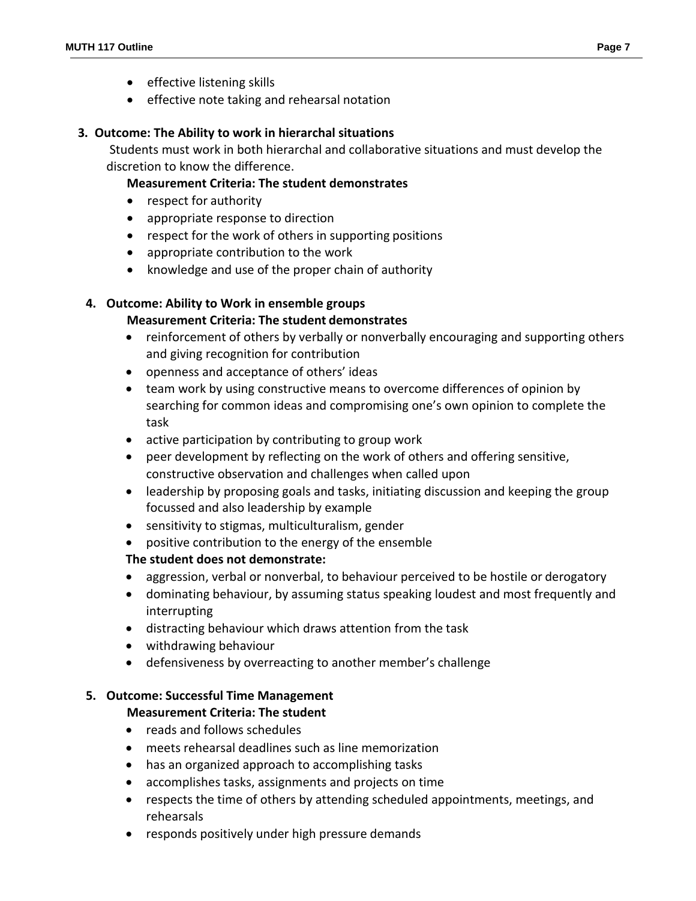- effective listening skills
- effective note taking and rehearsal notation

3. **Outcome: The Ability to work in hierarchal situations**

   Students must work in both hierarchal and collaborative situations and must develop the discretion to know the difference.

   **Measurement Criteria: The student demonstrates**

   - respect for authority
   - appropriate response to direction
   - respect for the work of others in supporting positions
   - appropriate contribution to the work
   - knowledge and use of the proper chain of authority

4. **Outcome: Ability to Work in ensemble groups**

   **Measurement Criteria: The student demonstrates**

   - reinforcement of others by verbally or nonverbally encouraging and supporting others and giving recognition for contribution
   - openness and acceptance of others' ideas
   - team work by using constructive means to overcome differences of opinion by searching for common ideas and compromising one's own opinion to complete the task
   - active participation by contributing to group work
   - peer development by reflecting on the work of others and offering sensitive, constructive observation and challenges when called upon
   - leadership by proposing goals and tasks, initiating discussion and keeping the group focussed and also leadership by example
   - sensitivity to stigmas, multiculturalism, gender
   - positive contribution to the energy of the ensemble

   **The student does not demonstrate:**

   - aggression, verbal or nonverbal, to behaviour perceived to be hostile or derogatory
   - dominating behaviour, by assuming status speaking loudest and most frequently and interrupting
   - distracting behaviour which draws attention from the task
   - withdrawing behaviour
   - defensiveness by overreacting to another member's challenge

5. **Outcome: Successful Time Management**

   **Measurement Criteria: The student**

   - reads and follows schedules
   - meets rehearsal deadlines such as line memorization
   - has an organized approach to accomplishing tasks
   - accomplishes tasks, assignments and projects on time
   - respects the time of others by attending scheduled appointments, meetings, and rehearsals
   - responds positively under high pressure demands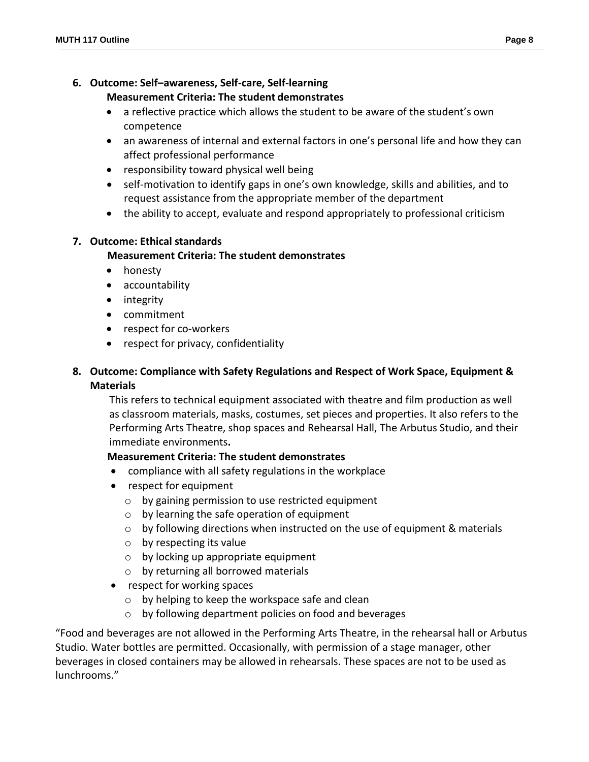6. **Outcome: Self–awareness, Self-care, Self-learning**

   **Measurement Criteria: The student demonstrates**

   - a reflective practice which allows the student to be aware of the student's own competence
   - an awareness of internal and external factors in one's personal life and how they can affect professional performance
   - responsibility toward physical well being
   - self-motivation to identify gaps in one's own knowledge, skills and abilities, and to request assistance from the appropriate member of the department
   - the ability to accept, evaluate and respond appropriately to professional criticism

7. **Outcome: Ethical standards**

   **Measurement Criteria: The student demonstrates**

   - honesty
   - accountability
   - integrity
   - commitment
   - respect for co-workers
   - respect for privacy, confidentiality

8. **Outcome: Compliance with Safety Regulations and Respect of Work Space, Equipment & Materials**

   This refers to technical equipment associated with theatre and film production as well as classroom materials, masks, costumes, set pieces and properties. It also refers to the Performing Arts Theatre, shop spaces and Rehearsal Hall, The Arbutus Studio, and their immediate environments**.**

   **Measurement Criteria: The student demonstrates**

   - compliance with all safety regulations in the workplace
   - respect for equipment
     - by gaining permission to use restricted equipment
     - by learning the safe operation of equipment
     - by following directions when instructed on the use of equipment & materials
     - by respecting its value
     - by locking up appropriate equipment
     - by returning all borrowed materials
   - respect for working spaces
     - by helping to keep the workspace safe and clean
     - by following department policies on food and beverages

"Food and beverages are not allowed in the Performing Arts Theatre, in the rehearsal hall or Arbutus Studio. Water bottles are permitted. Occasionally, with permission of a stage manager, other beverages in closed containers may be allowed in rehearsals. These spaces are not to be used as lunchrooms."